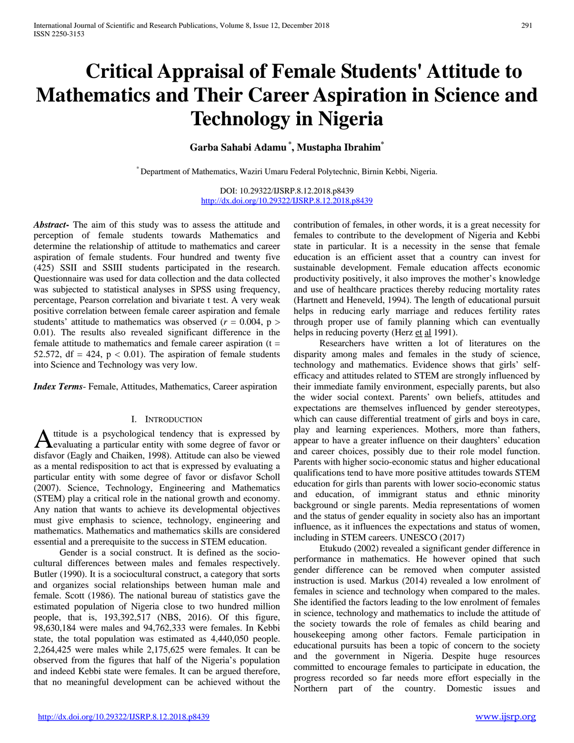# Critical Appraisal of Female Students' Attitude to Mathematics and Their Career Aspiration in Science and Technology in Nigeria

**Garba Sahabi Adamu [*], Mustapha Ibrahim [*]**

[*] Department of Mathematics, Waziri Umaru Federal Polytechnic, Birnin Kebbi, Nigeria.

DOI: 10.29322/IJSRP.8.12.2018.p8439
http://dx.doi.org/10.29322/IJSRP.8.12.2018.p8439

***Abstract-*** The aim of this study was to assess the attitude and perception of female students towards Mathematics and determine the relationship of attitude to mathematics and career aspiration of female students. Four hundred and twenty five (425) SSII and SSIII students participated in the research. Questionnaire was used for data collection and the data collected was subjected to statistical analyses in SPSS using frequency, percentage, Pearson correlation and bivariate t test. A very weak positive correlation between female career aspiration and female students' attitude to mathematics was observed ($r = 0.004$, $p > 0.01$). The results also revealed significant difference in the female attitude to mathematics and female career aspiration ($t = 52.572$, $df = 424$, $p < 0.01$). The aspiration of female students into Science and Technology was very low.

***Index Terms*-** Female, Attitudes, Mathematics, Career aspiration

## I. Introduction

Attitude is a psychological tendency that is expressed by evaluating a particular entity with some degree of favor or disfavor (Eagly and Chaiken, 1998). Attitude can also be viewed as a mental redisposition to act that is expressed by evaluating a particular entity with some degree of favor or disfavor Scholl (2007). Science, Technology, Engineering and Mathematics (STEM) play a critical role in the national growth and economy. Any nation that wants to achieve its developmental objectives must give emphasis to science, technology, engineering and mathematics. Mathematics and mathematics skills are considered essential and a prerequisite to the success in STEM education.

Gender is a social construct. It is defined as the socio-cultural differences between males and females respectively. Butler (1990). It is a sociocultural construct, a category that sorts and organizes social relationships between human male and female. Scott (1986). The national bureau of statistics gave the estimated population of Nigeria close to two hundred million people, that is, 193,392,517 (NBS, 2016). Of this figure, 98,630,184 were males and 94,762,333 were females. In Kebbi state, the total population was estimated as 4,440,050 people. 2,264,425 were males while 2,175,625 were females. It can be observed from the figures that half of the Nigeria's population and indeed Kebbi state were females. It can be argued therefore, that no meaningful development can be achieved without the contribution of females, in other words, it is a great necessity for females to contribute to the development of Nigeria and Kebbi state in particular. It is a necessity in the sense that female education is an efficient asset that a country can invest for sustainable development. Female education affects economic productivity positively, it also improves the mother's knowledge and use of healthcare practices thereby reducing mortality rates (Hartnett and Heneveld, 1994). The length of educational pursuit helps in reducing early marriage and reduces fertility rates through proper use of family planning which can eventually helps in reducing poverty (Herz et al 1991).

Researchers have written a lot of literatures on the disparity among males and females in the study of science, technology and mathematics. Evidence shows that girls' self-efficacy and attitudes related to STEM are strongly influenced by their immediate family environment, especially parents, but also the wider social context. Parents' own beliefs, attitudes and expectations are themselves influenced by gender stereotypes, which can cause differential treatment of girls and boys in care, play and learning experiences. Mothers, more than fathers, appear to have a greater influence on their daughters' education and career choices, possibly due to their role model function. Parents with higher socio-economic status and higher educational qualifications tend to have more positive attitudes towards STEM education for girls than parents with lower socio-economic status and education, of immigrant status and ethnic minority background or single parents. Media representations of women and the status of gender equality in society also has an important influence, as it influences the expectations and status of women, including in STEM careers. UNESCO (2017)

Etukudo (2002) revealed a significant gender difference in performance in mathematics. He however opined that such gender difference can be removed when computer assisted instruction is used. Markus (2014) revealed a low enrolment of females in science and technology when compared to the males. She identified the factors leading to the low enrolment of females in science, technology and mathematics to include the attitude of the society towards the role of females as child bearing and housekeeping among other factors. Female participation in educational pursuits has been a topic of concern to the society and the government in Nigeria. Despite huge resources committed to encourage females to participate in education, the progress recorded so far needs more effort especially in the Northern part of the country. Domestic issues and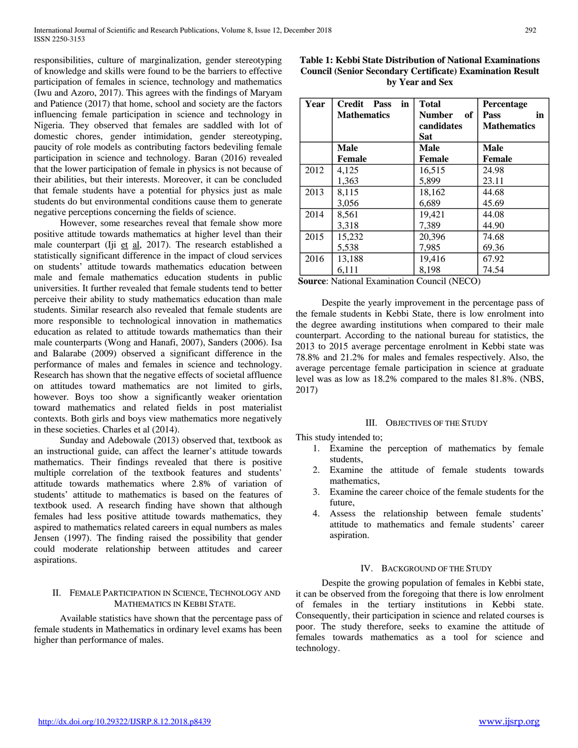responsibilities, culture of marginalization, gender stereotyping of knowledge and skills were found to be the barriers to effective participation of females in science, technology and mathematics (Iwu and Azoro, 2017). This agrees with the findings of Maryam and Patience (2017) that home, school and society are the factors influencing female participation in science and technology in Nigeria. They observed that females are saddled with lot of domestic chores, gender intimidation, gender stereotyping, paucity of role models as contributing factors bedeviling female participation in science and technology. Baran (2016) revealed that the lower participation of female in physics is not because of their abilities, but their interests. Moreover, it can be concluded that female students have a potential for physics just as male students do but environmental conditions cause them to generate negative perceptions concerning the fields of science.

However, some researches reveal that female show more positive attitude towards mathematics at higher level than their male counterpart (Iji et al, 2017). The research established a statistically significant difference in the impact of cloud services on students' attitude towards mathematics education between male and female mathematics education students in public universities. It further revealed that female students tend to better perceive their ability to study mathematics education than male students. Similar research also revealed that female students are more responsible to technological innovation in mathematics education as related to attitude towards mathematics than their male counterparts (Wong and Hanafi, 2007), Sanders (2006). Isa and Balarabe (2009) observed a significant difference in the performance of males and females in science and technology. Research has shown that the negative effects of societal affluence on attitudes toward mathematics are not limited to girls, however. Boys too show a significantly weaker orientation toward mathematics and related fields in post materialist contexts. Both girls and boys view mathematics more negatively in these societies. Charles et al (2014).

Sunday and Adebowale (2013) observed that, textbook as an instructional guide, can affect the learner's attitude towards mathematics. Their findings revealed that there is positive multiple correlation of the textbook features and students' attitude towards mathematics where 2.8% of variation of students' attitude to mathematics is based on the features of textbook used. A research finding have shown that although females had less positive attitude towards mathematics, they aspired to mathematics related careers in equal numbers as males Jensen (1997). The finding raised the possibility that gender could moderate relationship between attitudes and career aspirations.

## II. Female Participation in Science, Technology and Mathematics in Kebbi State.

Available statistics have shown that the percentage pass of female students in Mathematics in ordinary level exams has been higher than performance of males.

**Table 1: Kebbi State Distribution of National Examinations Council (Senior Secondary Certificate) Examination Result by Year and Sex**

| Year | Credit Pass in Mathematics | Total Number of candidates Sat | Percentage Pass in Mathematics |
|---|---|---|---|
| | Male<br>Female | Male<br>Female | Male<br>Female |
| 2012 | 4,125<br>1,363 | 16,515<br>5,899 | 24.98<br>23.11 |
| 2013 | 8,115<br>3,056 | 18,162<br>6,689 | 44.68<br>45.69 |
| 2014 | 8,561<br>3,318 | 19,421<br>7,389 | 44.08<br>44.90 |
| 2015 | 15,232<br>5,538 | 20,396<br>7,985 | 74.68<br>69.36 |
| 2016 | 13,188<br>6,111 | 19,416<br>8,198 | 67.92<br>74.54 |

**Source**: National Examination Council (NECO)

Despite the yearly improvement in the percentage pass of the female students in Kebbi State, there is low enrolment into the degree awarding institutions when compared to their male counterpart. According to the national bureau for statistics, the 2013 to 2015 average percentage enrolment in Kebbi state was 78.8% and 21.2% for males and females respectively. Also, the average percentage female participation in science at graduate level was as low as 18.2% compared to the males 81.8%. (NBS, 2017)

## III. Objectives of the Study

This study intended to;

1. Examine the perception of mathematics by female students,
2. Examine the attitude of female students towards mathematics,
3. Examine the career choice of the female students for the future,
4. Assess the relationship between female students' attitude to mathematics and female students' career aspiration.

## IV. Background of the Study

Despite the growing population of females in Kebbi state, it can be observed from the foregoing that there is low enrolment of females in the tertiary institutions in Kebbi state. Consequently, their participation in science and related courses is poor. The study therefore, seeks to examine the attitude of females towards mathematics as a tool for science and technology.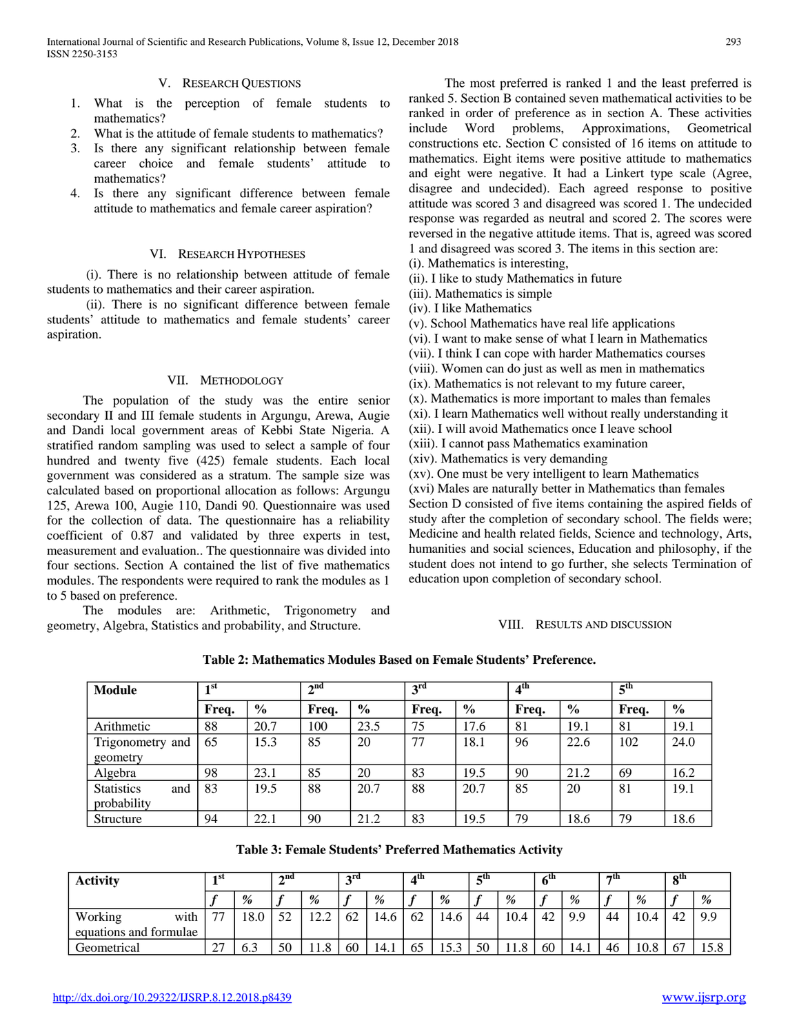## V. RESEARCH QUESTIONS

1. What is the perception of female students to mathematics?
2. What is the attitude of female students to mathematics?
3. Is there any significant relationship between female career choice and female students' attitude to mathematics?
4. Is there any significant difference between female attitude to mathematics and female career aspiration?

## VI. RESEARCH HYPOTHESES

(i). There is no relationship between attitude of female students to mathematics and their career aspiration.

(ii). There is no significant difference between female students' attitude to mathematics and female students' career aspiration.

## VII. METHODOLOGY

The population of the study was the entire senior secondary II and III female students in Argungu, Arewa, Augie and Dandi local government areas of Kebbi State Nigeria. A stratified random sampling was used to select a sample of four hundred and twenty five (425) female students. Each local government was considered as a stratum. The sample size was calculated based on proportional allocation as follows: Argungu 125, Arewa 100, Augie 110, Dandi 90. Questionnaire was used for the collection of data. The questionnaire has a reliability coefficient of 0.87 and validated by three experts in test, measurement and evaluation.. The questionnaire was divided into four sections. Section A contained the list of five mathematics modules. The respondents were required to rank the modules as 1 to 5 based on preference.

The modules are: Arithmetic, Trigonometry and geometry, Algebra, Statistics and probability, and Structure. The most preferred is ranked 1 and the least preferred is ranked 5. Section B contained seven mathematical activities to be ranked in order of preference as in section A. These activities include Word problems, Approximations, Geometrical constructions etc. Section C consisted of 16 items on attitude to mathematics. Eight items were positive attitude to mathematics and eight were negative. It had a Linkert type scale (Agree, disagree and undecided). Each agreed response to positive attitude was scored 3 and disagreed was scored 1. The undecided response was regarded as neutral and scored 2. The scores were reversed in the negative attitude items. That is, agreed was scored 1 and disagreed was scored 3. The items in this section are:

(i). Mathematics is interesting,
(ii). I like to study Mathematics in future
(iii). Mathematics is simple
(iv). I like Mathematics
(v). School Mathematics have real life applications
(vi). I want to make sense of what I learn in Mathematics
(vii). I think I can cope with harder Mathematics courses
(viii). Women can do just as well as men in mathematics
(ix). Mathematics is not relevant to my future career,
(x). Mathematics is more important to males than females
(xi). I learn Mathematics well without really understanding it
(xii). I will avoid Mathematics once I leave school
(xiii). I cannot pass Mathematics examination
(xiv). Mathematics is very demanding
(xv). One must be very intelligent to learn Mathematics
(xvi) Males are naturally better in Mathematics than females

Section D consisted of five items containing the aspired fields of study after the completion of secondary school. The fields were; Medicine and health related fields, Science and technology, Arts, humanities and social sciences, Education and philosophy, if the student does not intend to go further, she selects Termination of education upon completion of secondary school.

## VIII. RESULTS AND DISCUSSION

**Table 2: Mathematics Modules Based on Female Students' Preference.**

| Module | 1st | | 2nd | | 3rd | | 4th | | 5th | |
|---|---|---|---|---|---|---|---|---|---|---|
| | Freq. | % | Freq. | % | Freq. | % | Freq. | % | Freq. | % |
| Arithmetic | 88 | 20.7 | 100 | 23.5 | 75 | 17.6 | 81 | 19.1 | 81 | 19.1 |
| Trigonometry and geometry | 65 | 15.3 | 85 | 20 | 77 | 18.1 | 96 | 22.6 | 102 | 24.0 |
| Algebra | 98 | 23.1 | 85 | 20 | 83 | 19.5 | 90 | 21.2 | 69 | 16.2 |
| Statistics and probability | 83 | 19.5 | 88 | 20.7 | 88 | 20.7 | 85 | 20 | 81 | 19.1 |
| Structure | 94 | 22.1 | 90 | 21.2 | 83 | 19.5 | 79 | 18.6 | 79 | 18.6 |

**Table 3: Female Students' Preferred Mathematics Activity**

| Activity | 1st | | 2nd | | 3rd | | 4th | | 5th | | 6th | | 7th | | 8th | |
|---|---|---|---|---|---|---|---|---|---|---|---|---|---|---|---|---|
| | *f* | % | *f* | % | *f* | % | *f* | % | *f* | % | *f* | % | *f* | % | *f* | % |
| Working with equations and formulae | 77 | 18.0 | 52 | 12.2 | 62 | 14.6 | 62 | 14.6 | 44 | 10.4 | 42 | 9.9 | 44 | 10.4 | 42 | 9.9 |
| Geometrical | 27 | 6.3 | 50 | 11.8 | 60 | 14.1 | 65 | 15.3 | 50 | 11.8 | 60 | 14.1 | 46 | 10.8 | 67 | 15.8 |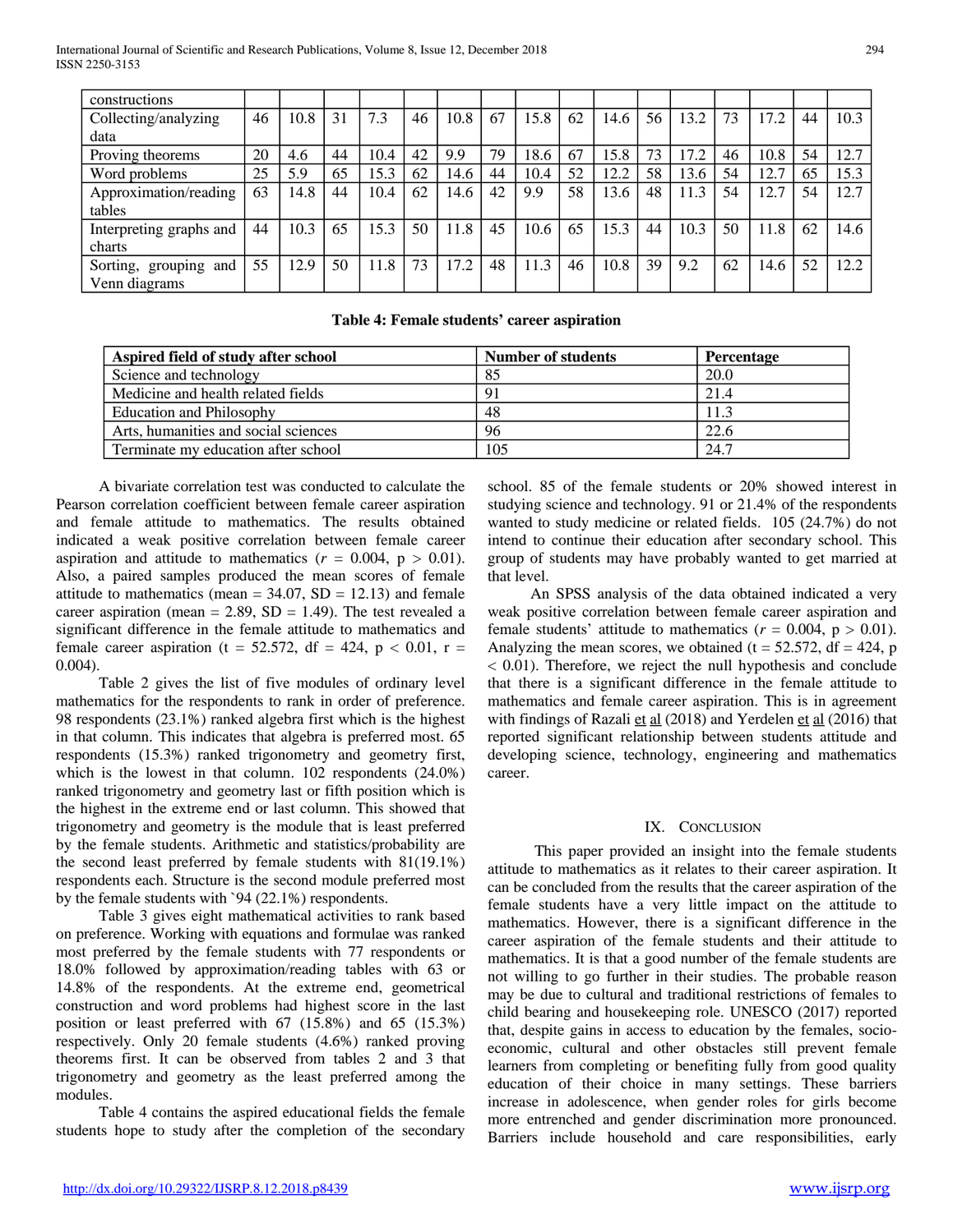| constructions | | | | | | | | | | | | | | | | |
|---|---|---|---|---|---|---|---|---|---|---|---|---|---|---|---|---|
| Collecting/analyzing data | 46 | 10.8 | 31 | 7.3 | 46 | 10.8 | 67 | 15.8 | 62 | 14.6 | 56 | 13.2 | 73 | 17.2 | 44 | 10.3 |
| Proving theorems | 20 | 4.6 | 44 | 10.4 | 42 | 9.9 | 79 | 18.6 | 67 | 15.8 | 73 | 17.2 | 46 | 10.8 | 54 | 12.7 |
| Word problems | 25 | 5.9 | 65 | 15.3 | 62 | 14.6 | 44 | 10.4 | 52 | 12.2 | 58 | 13.6 | 54 | 12.7 | 65 | 15.3 |
| Approximation/reading tables | 63 | 14.8 | 44 | 10.4 | 62 | 14.6 | 42 | 9.9 | 58 | 13.6 | 48 | 11.3 | 54 | 12.7 | 54 | 12.7 |
| Interpreting graphs and charts | 44 | 10.3 | 65 | 15.3 | 50 | 11.8 | 45 | 10.6 | 65 | 15.3 | 44 | 10.3 | 50 | 11.8 | 62 | 14.6 |
| Sorting, grouping and Venn diagrams | 55 | 12.9 | 50 | 11.8 | 73 | 17.2 | 48 | 11.3 | 46 | 10.8 | 39 | 9.2 | 62 | 14.6 | 52 | 12.2 |

**Table 4: Female students' career aspiration**

| Aspired field of study after school | Number of students | Percentage |
|---|---|---|
| Science and technology | 85 | 20.0 |
| Medicine and health related fields | 91 | 21.4 |
| Education and Philosophy | 48 | 11.3 |
| Arts, humanities and social sciences | 96 | 22.6 |
| Terminate my education after school | 105 | 24.7 |

A bivariate correlation test was conducted to calculate the Pearson correlation coefficient between female career aspiration and female attitude to mathematics. The results obtained indicated a weak positive correlation between female career aspiration and attitude to mathematics ($r = 0.004$, $p > 0.01$). Also, a paired samples produced the mean scores of female attitude to mathematics (mean = 34.07, SD = 12.13) and female career aspiration (mean = 2.89, SD = 1.49). The test revealed a significant difference in the female attitude to mathematics and female career aspiration ($t = 52.572$, df = 424, $p < 0.01$, $r = 0.004$).

Table 2 gives the list of five modules of ordinary level mathematics for the respondents to rank in order of preference. 98 respondents (23.1%) ranked algebra first which is the highest in that column. This indicates that algebra is preferred most. 65 respondents (15.3%) ranked trigonometry and geometry first, which is the lowest in that column. 102 respondents (24.0%) ranked trigonometry and geometry last or fifth position which is the highest in the extreme end or last column. This showed that trigonometry and geometry is the module that is least preferred by the female students. Arithmetic and statistics/probability are the second least preferred by female students with 81(19.1%) respondents each. Structure is the second module preferred most by the female students with `94 (22.1%) respondents.

Table 3 gives eight mathematical activities to rank based on preference. Working with equations and formulae was ranked most preferred by the female students with 77 respondents or 18.0% followed by approximation/reading tables with 63 or 14.8% of the respondents. At the extreme end, geometrical construction and word problems had highest score in the last position or least preferred with 67 (15.8%) and 65 (15.3%) respectively. Only 20 female students (4.6%) ranked proving theorems first. It can be observed from tables 2 and 3 that trigonometry and geometry as the least preferred among the modules.

Table 4 contains the aspired educational fields the female students hope to study after the completion of the secondary school. 85 of the female students or 20% showed interest in studying science and technology. 91 or 21.4% of the respondents wanted to study medicine or related fields. 105 (24.7%) do not intend to continue their education after secondary school. This group of students may have probably wanted to get married at that level.

An SPSS analysis of the data obtained indicated a very weak positive correlation between female career aspiration and female students' attitude to mathematics ($r = 0.004$, $p > 0.01$). Analyzing the mean scores, we obtained ($t = 52.572$, df = 424, $p < 0.01$). Therefore, we reject the null hypothesis and conclude that there is a significant difference in the female attitude to mathematics and female career aspiration. This is in agreement with findings of Razali et al (2018) and Yerdelen et al (2016) that reported significant relationship between students attitude and developing science, technology, engineering and mathematics career.

## IX. Conclusion

This paper provided an insight into the female students attitude to mathematics as it relates to their career aspiration. It can be concluded from the results that the career aspiration of the female students have a very little impact on the attitude to mathematics. However, there is a significant difference in the career aspiration of the female students and their attitude to mathematics. It is that a good number of the female students are not willing to go further in their studies. The probable reason may be due to cultural and traditional restrictions of females to child bearing and housekeeping role. UNESCO (2017) reported that, despite gains in access to education by the females, socio-economic, cultural and other obstacles still prevent female learners from completing or benefiting fully from good quality education of their choice in many settings. These barriers increase in adolescence, when gender roles for girls become more entrenched and gender discrimination more pronounced. Barriers include household and care responsibilities, early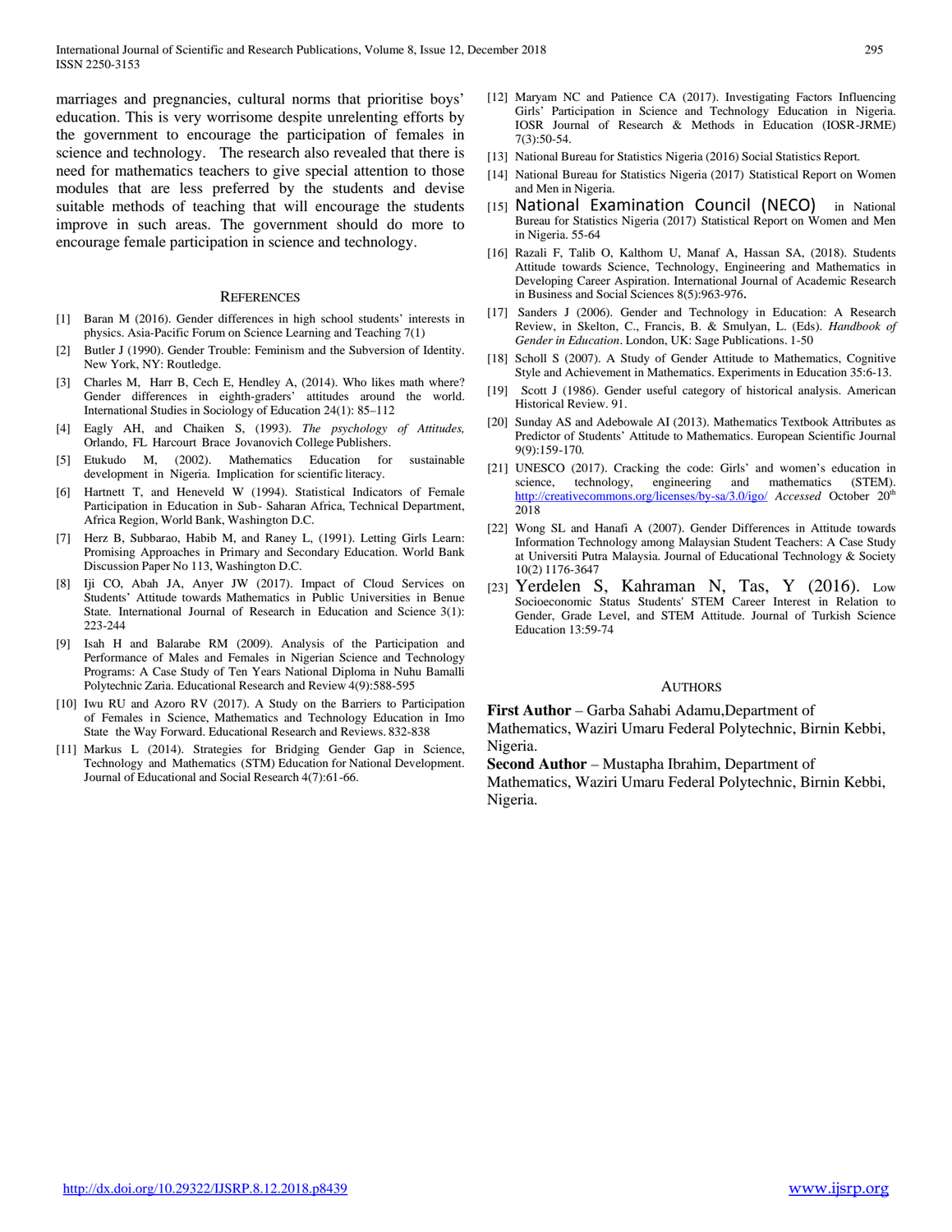marriages and pregnancies, cultural norms that prioritise boys' education. This is very worrisome despite unrelenting efforts by the government to encourage the participation of females in science and technology. The research also revealed that there is need for mathematics teachers to give special attention to those modules that are less preferred by the students and devise suitable methods of teaching that will encourage the students improve in such areas. The government should do more to encourage female participation in science and technology.

## References

[1] Baran M (2016). Gender differences in high school students' interests in physics. Asia-Pacific Forum on Science Learning and Teaching 7(1)

[2] Butler J (1990). Gender Trouble: Feminism and the Subversion of Identity. New York, NY: Routledge.

[3] Charles M, Harr B, Cech E, Hendley A, (2014). Who likes math where? Gender differences in eighth-graders' attitudes around the world. International Studies in Sociology of Education 24(1): 85–112

[4] Eagly AH, and Chaiken S, (1993). *The psychology of Attitudes,* Orlando, FL Harcourt Brace Jovanovich College Publishers.

[5] Etukudo M, (2002). Mathematics Education for sustainable development in Nigeria. Implication for scientific literacy.

[6] Hartnett T, and Heneveld W (1994). Statistical Indicators of Female Participation in Education in Sub- Saharan Africa, Technical Department, Africa Region, World Bank, Washington D.C.

[7] Herz B, Subbarao, Habib M, and Raney L, (1991). Letting Girls Learn: Promising Approaches in Primary and Secondary Education. World Bank Discussion Paper No 113, Washington D.C.

[8] Iji CO, Abah JA, Anyer JW (2017). Impact of Cloud Services on Students' Attitude towards Mathematics in Public Universities in Benue State. International Journal of Research in Education and Science 3(1): 223-244

[9] Isah H and Balarabe RM (2009). Analysis of the Participation and Performance of Males and Females in Nigerian Science and Technology Programs: A Case Study of Ten Years National Diploma in Nuhu Bamalli Polytechnic Zaria. Educational Research and Review 4(9):588-595

[10] Iwu RU and Azoro RV (2017). A Study on the Barriers to Participation of Females in Science, Mathematics and Technology Education in Imo State the Way Forward. Educational Research and Reviews. 832-838

[11] Markus L (2014). Strategies for Bridging Gender Gap in Science, Technology and Mathematics (STM) Education for National Development. Journal of Educational and Social Research 4(7):61-66.

[12] Maryam NC and Patience CA (2017). Investigating Factors Influencing Girls' Participation in Science and Technology Education in Nigeria. IOSR Journal of Research & Methods in Education (IOSR-JRME) 7(3):50-54.

[13] National Bureau for Statistics Nigeria (2016) Social Statistics Report.

[14] National Bureau for Statistics Nigeria (2017) Statistical Report on Women and Men in Nigeria.

[15] National Examination Council (NECO) in National Bureau for Statistics Nigeria (2017) Statistical Report on Women and Men in Nigeria. 55-64

[16] Razali F, Talib O, Kalthom U, Manaf A, Hassan SA, (2018). Students Attitude towards Science, Technology, Engineering and Mathematics in Developing Career Aspiration. International Journal of Academic Research in Business and Social Sciences 8(5):963-976.

[17] Sanders J (2006). Gender and Technology in Education: A Research Review, in Skelton, C., Francis, B. & Smulyan, L. (Eds). *Handbook of Gender in Education*. London, UK: Sage Publications. 1-50

[18] Scholl S (2007). A Study of Gender Attitude to Mathematics, Cognitive Style and Achievement in Mathematics. Experiments in Education 35:6-13.

[19] Scott J (1986). Gender useful category of historical analysis. American Historical Review. 91.

[20] Sunday AS and Adebowale AI (2013). Mathematics Textbook Attributes as Predictor of Students' Attitude to Mathematics. European Scientific Journal 9(9):159-170.

[21] UNESCO (2017). Cracking the code: Girls' and women's education in science, technology, engineering and mathematics (STEM). http://creativecommons.org/licenses/by-sa/3.0/igo/ *Accessed* October 20th 2018

[22] Wong SL and Hanafi A (2007). Gender Differences in Attitude towards Information Technology among Malaysian Student Teachers: A Case Study at Universiti Putra Malaysia. Journal of Educational Technology & Society 10(2) 1176-3647

[23] Yerdelen S, Kahraman N, Tas, Y (2016). Low Socioeconomic Status Students' STEM Career Interest in Relation to Gender, Grade Level, and STEM Attitude. Journal of Turkish Science Education 13:59-74

## Authors

**First Author** – Garba Sahabi Adamu,Department of Mathematics, Waziri Umaru Federal Polytechnic, Birnin Kebbi, Nigeria.

**Second Author** – Mustapha Ibrahim, Department of Mathematics, Waziri Umaru Federal Polytechnic, Birnin Kebbi, Nigeria.